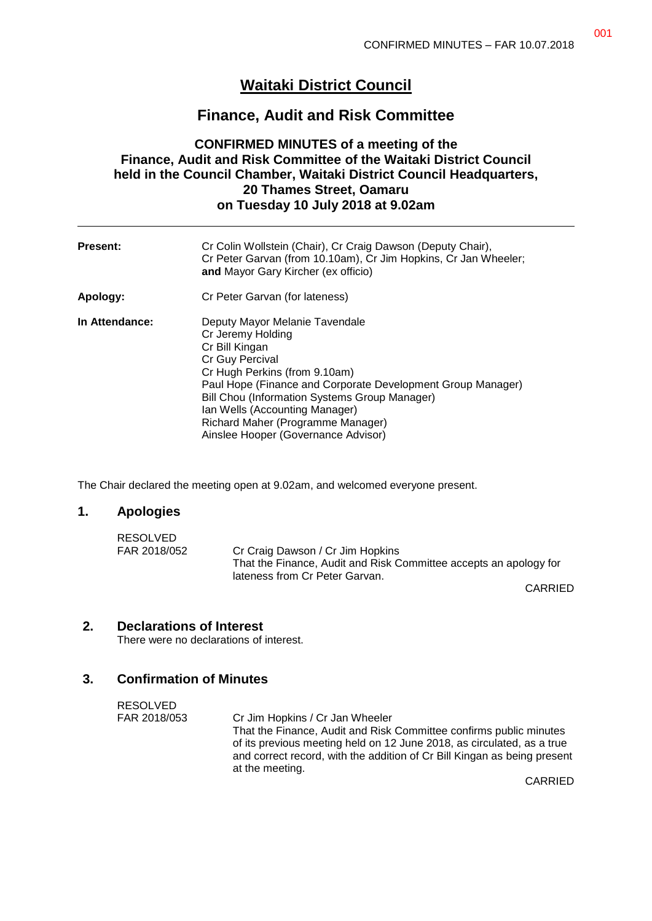# Waitaki District Council

## Finance, Audit and Risk Committee

### CONFIRMED MINUTES of a meeting of the Finance, Audit and Risk Committee of the Waitaki District Council held in the Council Chamber, Waitaki District Council Headquarters, 20 Thames Street, Oamaru on Tuesday 10 July 2018 at 9.02am

---

**Present:** Cr Colin Wollstein (Chair), Cr Craig Dawson (Deputy Chair), Cr Peter Garvan (from 10.10am), Cr Jim Hopkins, Cr Jan Wheeler; **and** Mayor Gary Kircher (ex officio)

**Apology:** Cr Peter Garvan (for lateness)

**In Attendance:**
Deputy Mayor Melanie Tavendale
Cr Jeremy Holding
Cr Bill Kingan
Cr Guy Percival
Cr Hugh Perkins (from 9.10am)
Paul Hope (Finance and Corporate Development Group Manager)
Bill Chou (Information Systems Group Manager)
Ian Wells (Accounting Manager)
Richard Maher (Programme Manager)
Ainslee Hooper (Governance Advisor)

The Chair declared the meeting open at 9.02am, and welcomed everyone present.

## 1. Apologies

RESOLVED
FAR 2018/052 Cr Craig Dawson / Cr Jim Hopkins
That the Finance, Audit and Risk Committee accepts an apology for lateness from Cr Peter Garvan.

CARRIED

## 2. Declarations of Interest

There were no declarations of interest.

## 3. Confirmation of Minutes

RESOLVED
FAR 2018/053 Cr Jim Hopkins / Cr Jan Wheeler
That the Finance, Audit and Risk Committee confirms public minutes of its previous meeting held on 12 June 2018, as circulated, as a true and correct record, with the addition of Cr Bill Kingan as being present at the meeting.

CARRIED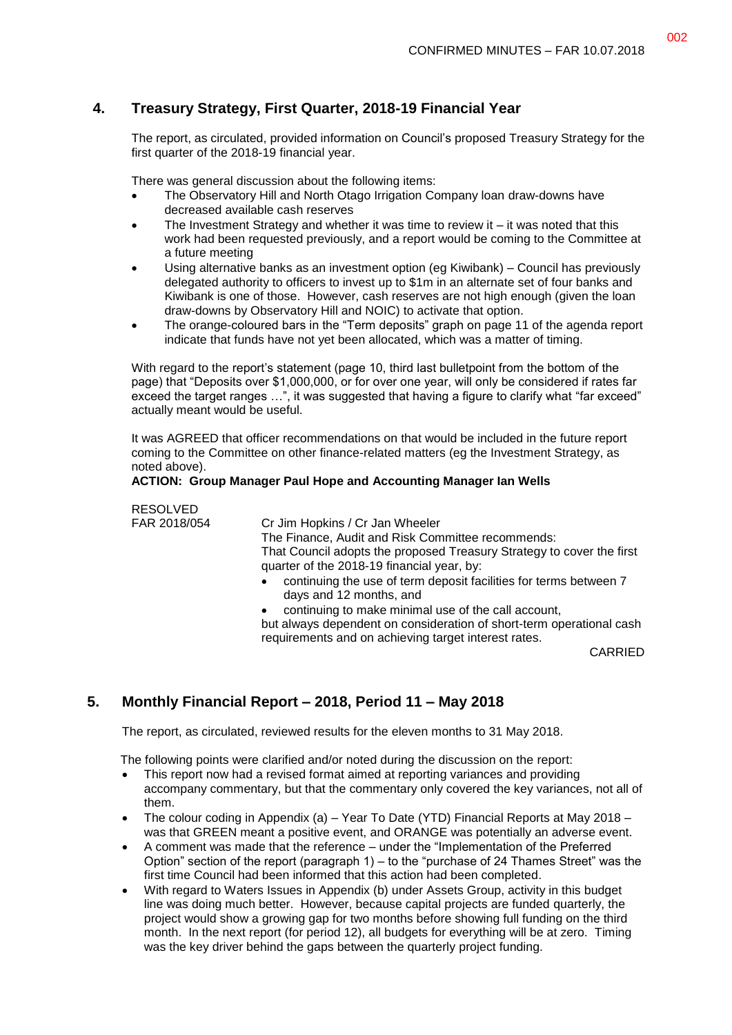## 4. Treasury Strategy, First Quarter, 2018-19 Financial Year

The report, as circulated, provided information on Council's proposed Treasury Strategy for the first quarter of the 2018-19 financial year.

There was general discussion about the following items:

- The Observatory Hill and North Otago Irrigation Company loan draw-downs have decreased available cash reserves
- The Investment Strategy and whether it was time to review it – it was noted that this work had been requested previously, and a report would be coming to the Committee at a future meeting
- Using alternative banks as an investment option (eg Kiwibank) – Council has previously delegated authority to officers to invest up to $1m in an alternate set of four banks and Kiwibank is one of those. However, cash reserves are not high enough (given the loan draw-downs by Observatory Hill and NOIC) to activate that option.
- The orange-coloured bars in the "Term deposits" graph on page 11 of the agenda report indicate that funds have not yet been allocated, which was a matter of timing.

With regard to the report's statement (page 10, third last bulletpoint from the bottom of the page) that "Deposits over $1,000,000, or for over one year, will only be considered if rates far exceed the target ranges …", it was suggested that having a figure to clarify what "far exceed" actually meant would be useful.

It was AGREED that officer recommendations on that would be included in the future report coming to the Committee on other finance-related matters (eg the Investment Strategy, as noted above).

**ACTION: Group Manager Paul Hope and Accounting Manager Ian Wells**

RESOLVED
FAR 2018/054

Cr Jim Hopkins / Cr Jan Wheeler

The Finance, Audit and Risk Committee recommends:

That Council adopts the proposed Treasury Strategy to cover the first quarter of the 2018-19 financial year, by:

- continuing the use of term deposit facilities for terms between 7 days and 12 months, and
- continuing to make minimal use of the call account,

but always dependent on consideration of short-term operational cash requirements and on achieving target interest rates.

CARRIED

## 5. Monthly Financial Report – 2018, Period 11 – May 2018

The report, as circulated, reviewed results for the eleven months to 31 May 2018.

The following points were clarified and/or noted during the discussion on the report:

- This report now had a revised format aimed at reporting variances and providing accompany commentary, but that the commentary only covered the key variances, not all of them.
- The colour coding in Appendix (a) – Year To Date (YTD) Financial Reports at May 2018 – was that GREEN meant a positive event, and ORANGE was potentially an adverse event.
- A comment was made that the reference – under the "Implementation of the Preferred Option" section of the report (paragraph 1) – to the "purchase of 24 Thames Street" was the first time Council had been informed that this action had been completed.
- With regard to Waters Issues in Appendix (b) under Assets Group, activity in this budget line was doing much better. However, because capital projects are funded quarterly, the project would show a growing gap for two months before showing full funding on the third month. In the next report (for period 12), all budgets for everything will be at zero. Timing was the key driver behind the gaps between the quarterly project funding.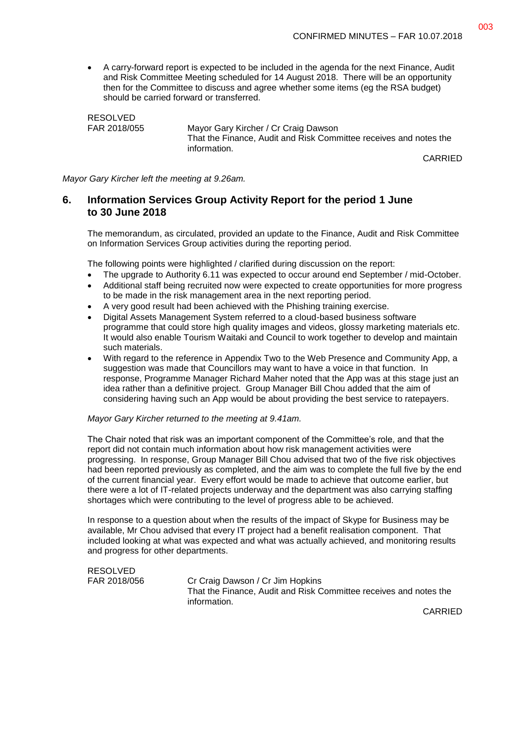- A carry-forward report is expected to be included in the agenda for the next Finance, Audit and Risk Committee Meeting scheduled for 14 August 2018. There will be an opportunity then for the Committee to discuss and agree whether some items (eg the RSA budget) should be carried forward or transferred.

RESOLVED
FAR 2018/055 Mayor Gary Kircher / Cr Craig Dawson
That the Finance, Audit and Risk Committee receives and notes the information.

CARRIED

*Mayor Gary Kircher left the meeting at 9.26am.*

## 6. Information Services Group Activity Report for the period 1 June to 30 June 2018

The memorandum, as circulated, provided an update to the Finance, Audit and Risk Committee on Information Services Group activities during the reporting period.

The following points were highlighted / clarified during discussion on the report:

- The upgrade to Authority 6.11 was expected to occur around end September / mid-October.
- Additional staff being recruited now were expected to create opportunities for more progress to be made in the risk management area in the next reporting period.
- A very good result had been achieved with the Phishing training exercise.
- Digital Assets Management System referred to a cloud-based business software programme that could store high quality images and videos, glossy marketing materials etc. It would also enable Tourism Waitaki and Council to work together to develop and maintain such materials.
- With regard to the reference in Appendix Two to the Web Presence and Community App, a suggestion was made that Councillors may want to have a voice in that function. In response, Programme Manager Richard Maher noted that the App was at this stage just an idea rather than a definitive project. Group Manager Bill Chou added that the aim of considering having such an App would be about providing the best service to ratepayers.

*Mayor Gary Kircher returned to the meeting at 9.41am.*

The Chair noted that risk was an important component of the Committee's role, and that the report did not contain much information about how risk management activities were progressing. In response, Group Manager Bill Chou advised that two of the five risk objectives had been reported previously as completed, and the aim was to complete the full five by the end of the current financial year. Every effort would be made to achieve that outcome earlier, but there were a lot of IT-related projects underway and the department was also carrying staffing shortages which were contributing to the level of progress able to be achieved.

In response to a question about when the results of the impact of Skype for Business may be available, Mr Chou advised that every IT project had a benefit realisation component. That included looking at what was expected and what was actually achieved, and monitoring results and progress for other departments.

RESOLVED
FAR 2018/056 Cr Craig Dawson / Cr Jim Hopkins
That the Finance, Audit and Risk Committee receives and notes the information.

CARRIED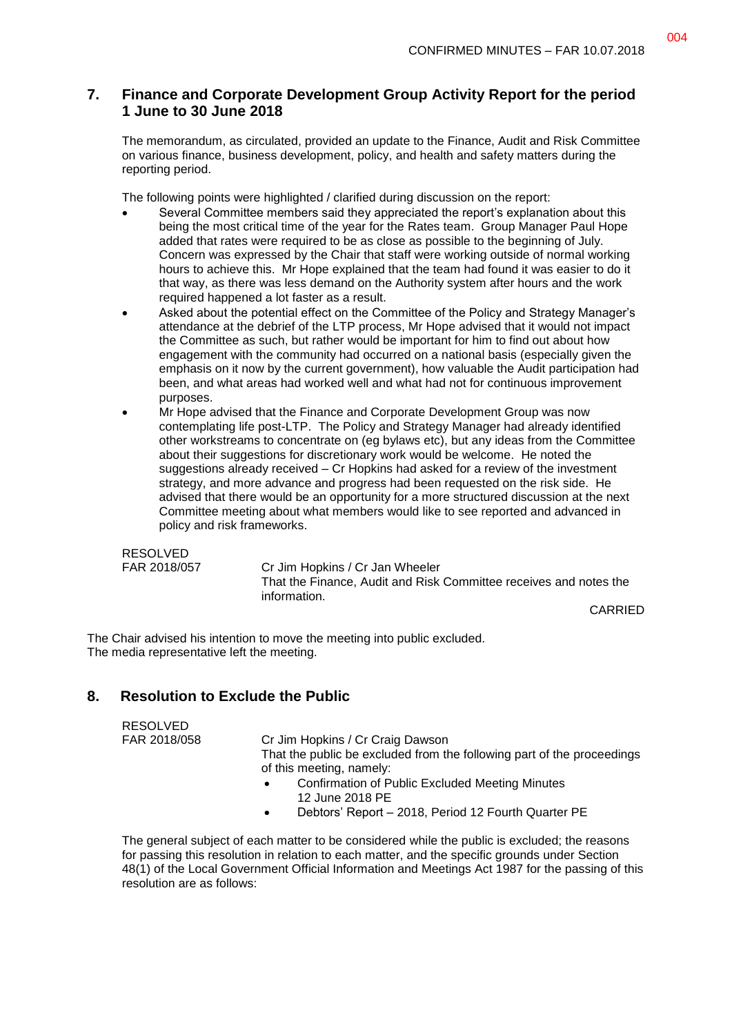## 7. Finance and Corporate Development Group Activity Report for the period 1 June to 30 June 2018

The memorandum, as circulated, provided an update to the Finance, Audit and Risk Committee on various finance, business development, policy, and health and safety matters during the reporting period.

The following points were highlighted / clarified during discussion on the report:

- Several Committee members said they appreciated the report's explanation about this being the most critical time of the year for the Rates team. Group Manager Paul Hope added that rates were required to be as close as possible to the beginning of July. Concern was expressed by the Chair that staff were working outside of normal working hours to achieve this. Mr Hope explained that the team had found it was easier to do it that way, as there was less demand on the Authority system after hours and the work required happened a lot faster as a result.
- Asked about the potential effect on the Committee of the Policy and Strategy Manager's attendance at the debrief of the LTP process, Mr Hope advised that it would not impact the Committee as such, but rather would be important for him to find out about how engagement with the community had occurred on a national basis (especially given the emphasis on it now by the current government), how valuable the Audit participation had been, and what areas had worked well and what had not for continuous improvement purposes.
- Mr Hope advised that the Finance and Corporate Development Group was now contemplating life post-LTP. The Policy and Strategy Manager had already identified other workstreams to concentrate on (eg bylaws etc), but any ideas from the Committee about their suggestions for discretionary work would be welcome. He noted the suggestions already received – Cr Hopkins had asked for a review of the investment strategy, and more advance and progress had been requested on the risk side. He advised that there would be an opportunity for a more structured discussion at the next Committee meeting about what members would like to see reported and advanced in policy and risk frameworks.

RESOLVED
FAR 2018/057 — Cr Jim Hopkins / Cr Jan Wheeler
That the Finance, Audit and Risk Committee receives and notes the information.

CARRIED

The Chair advised his intention to move the meeting into public excluded.
The media representative left the meeting.

## 8. Resolution to Exclude the Public

RESOLVED
FAR 2018/058 — Cr Jim Hopkins / Cr Craig Dawson
That the public be excluded from the following part of the proceedings of this meeting, namely:

- Confirmation of Public Excluded Meeting Minutes 12 June 2018 PE
- Debtors' Report – 2018, Period 12 Fourth Quarter PE

The general subject of each matter to be considered while the public is excluded; the reasons for passing this resolution in relation to each matter, and the specific grounds under Section 48(1) of the Local Government Official Information and Meetings Act 1987 for the passing of this resolution are as follows: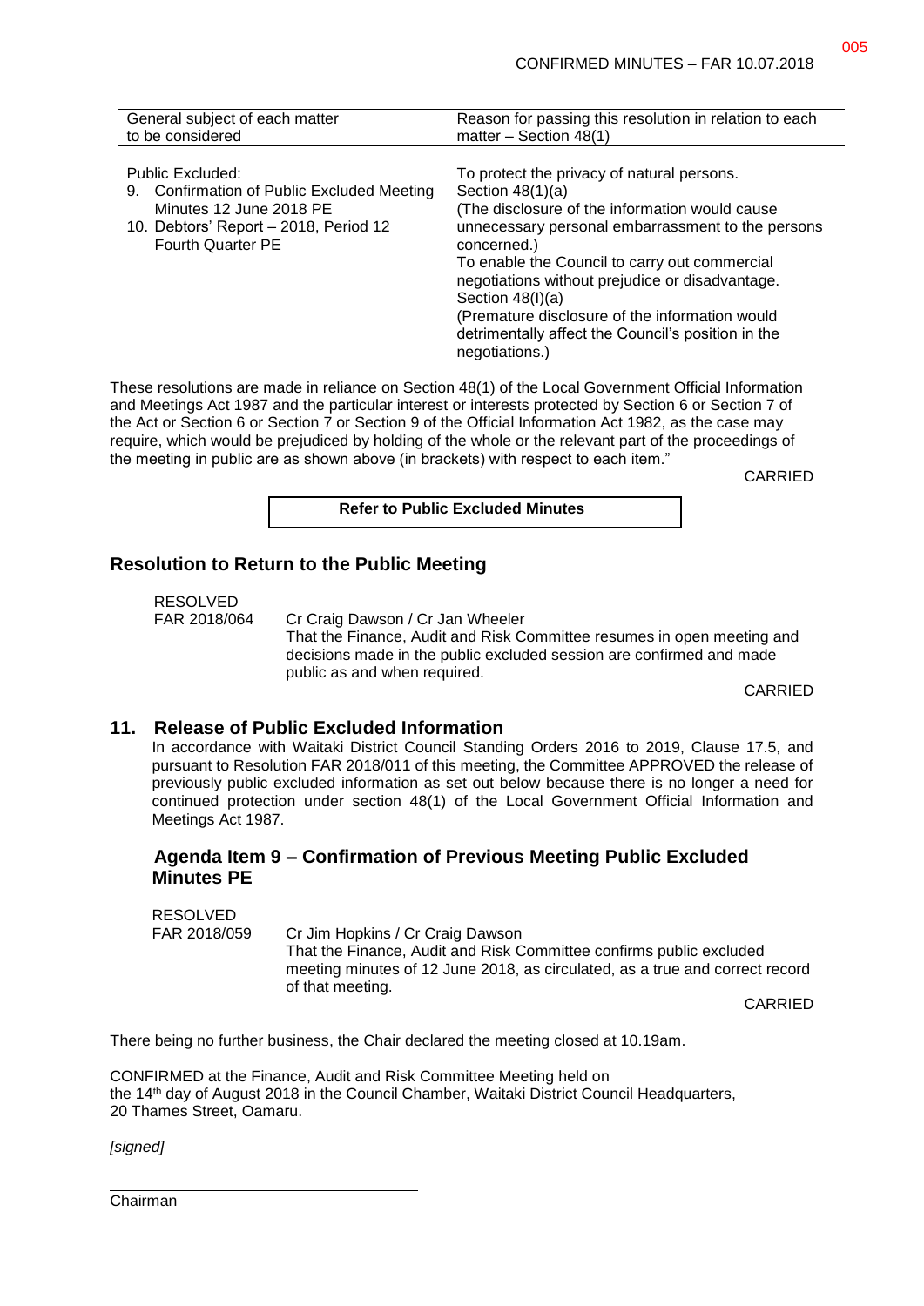| General subject of each matter to be considered | Reason for passing this resolution in relation to each matter – Section 48(1) |
|---|---|
| Public Excluded:<br>9. Confirmation of Public Excluded Meeting Minutes 12 June 2018 PE<br>10. Debtors' Report – 2018, Period 12 Fourth Quarter PE | To protect the privacy of natural persons.<br>Section 48(1)(a)<br>(The disclosure of the information would cause unnecessary personal embarrassment to the persons concerned.)<br>To enable the Council to carry out commercial negotiations without prejudice or disadvantage.<br>Section 48(I)(a)<br>(Premature disclosure of the information would detrimentally affect the Council's position in the negotiations.) |

These resolutions are made in reliance on Section 48(1) of the Local Government Official Information and Meetings Act 1987 and the particular interest or interests protected by Section 6 or Section 7 of the Act or Section 6 or Section 7 or Section 9 of the Official Information Act 1982, as the case may require, which would be prejudiced by holding of the whole or the relevant part of the proceedings of the meeting in public are as shown above (in brackets) with respect to each item."

CARRIED

**Refer to Public Excluded Minutes**

## Resolution to Return to the Public Meeting

RESOLVED
FAR 2018/064 Cr Craig Dawson / Cr Jan Wheeler
That the Finance, Audit and Risk Committee resumes in open meeting and decisions made in the public excluded session are confirmed and made public as and when required.

CARRIED

## 11. Release of Public Excluded Information

In accordance with Waitaki District Council Standing Orders 2016 to 2019, Clause 17.5, and pursuant to Resolution FAR 2018/011 of this meeting, the Committee APPROVED the release of previously public excluded information as set out below because there is no longer a need for continued protection under section 48(1) of the Local Government Official Information and Meetings Act 1987.

### Agenda Item 9 – Confirmation of Previous Meeting Public Excluded Minutes PE

RESOLVED
FAR 2018/059 Cr Jim Hopkins / Cr Craig Dawson
That the Finance, Audit and Risk Committee confirms public excluded meeting minutes of 12 June 2018, as circulated, as a true and correct record of that meeting.

CARRIED

There being no further business, the Chair declared the meeting closed at 10.19am.

CONFIRMED at the Finance, Audit and Risk Committee Meeting held on the 14th day of August 2018 in the Council Chamber, Waitaki District Council Headquarters, 20 Thames Street, Oamaru.

*[signed]*

Chairman